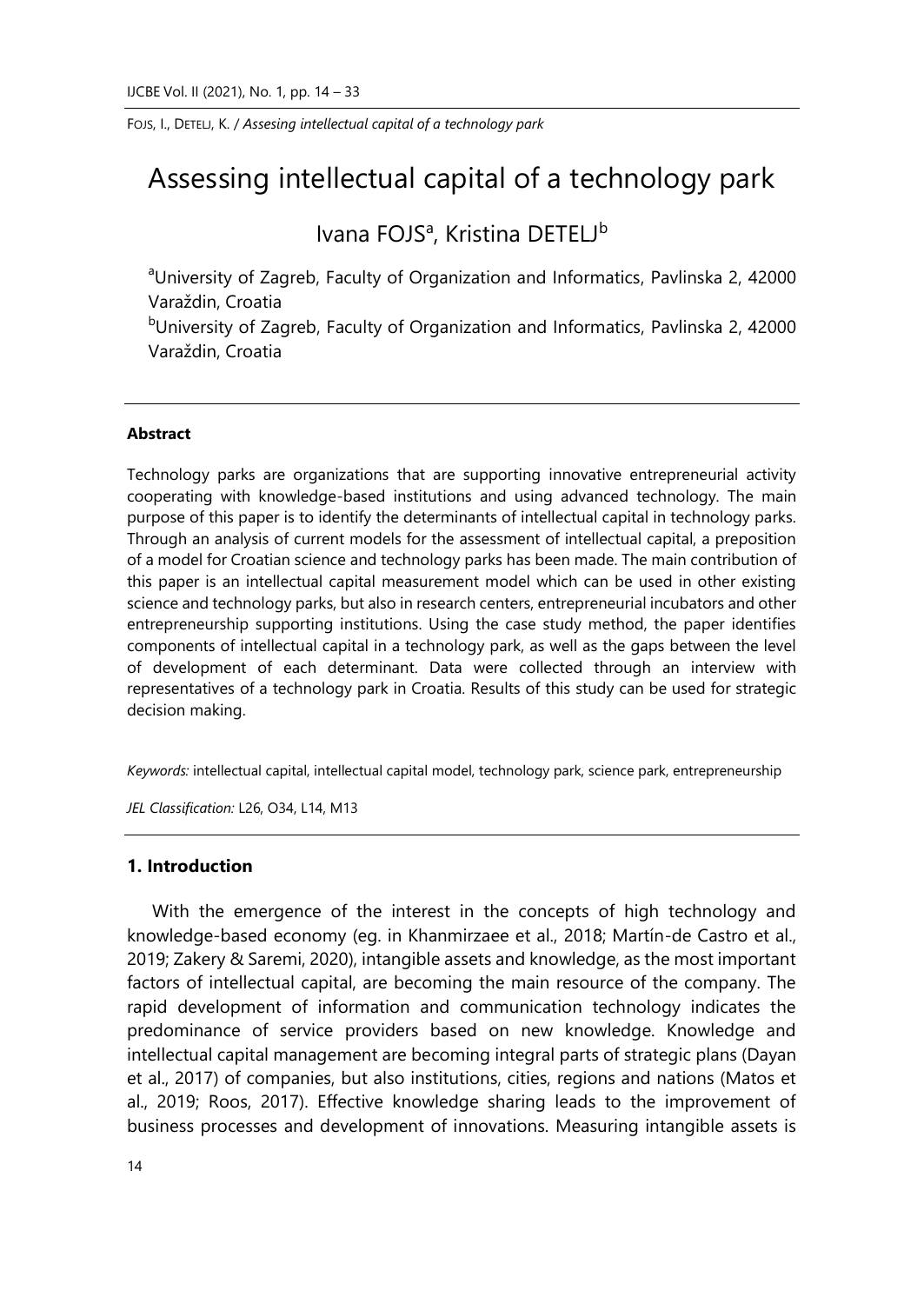# Assessing intellectual capital of a technology park

Ivana FOJS[a], Kristina DETELJ[b]

[a]University of Zagreb, Faculty of Organization and Informatics, Pavlinska 2, 42000 Varaždin, Croatia

[b]University of Zagreb, Faculty of Organization and Informatics, Pavlinska 2, 42000 Varaždin, Croatia

---

**Abstract**

Technology parks are organizations that are supporting innovative entrepreneurial activity cooperating with knowledge-based institutions and using advanced technology. The main purpose of this paper is to identify the determinants of intellectual capital in technology parks. Through an analysis of current models for the assessment of intellectual capital, a preposition of a model for Croatian science and technology parks has been made. The main contribution of this paper is an intellectual capital measurement model which can be used in other existing science and technology parks, but also in research centers, entrepreneurial incubators and other entrepreneurship supporting institutions. Using the case study method, the paper identifies components of intellectual capital in a technology park, as well as the gaps between the level of development of each determinant. Data were collected through an interview with representatives of a technology park in Croatia. Results of this study can be used for strategic decision making.

*Keywords:* intellectual capital, intellectual capital model, technology park, science park, entrepreneurship

*JEL Classification:* L26, O34, L14, M13

---

## 1. Introduction

With the emergence of the interest in the concepts of high technology and knowledge-based economy (eg. in Khanmirzaee et al., 2018; Martín-de Castro et al., 2019; Zakery & Saremi, 2020), intangible assets and knowledge, as the most important factors of intellectual capital, are becoming the main resource of the company. The rapid development of information and communication technology indicates the predominance of service providers based on new knowledge. Knowledge and intellectual capital management are becoming integral parts of strategic plans (Dayan et al., 2017) of companies, but also institutions, cities, regions and nations (Matos et al., 2019; Roos, 2017). Effective knowledge sharing leads to the improvement of business processes and development of innovations. Measuring intangible assets is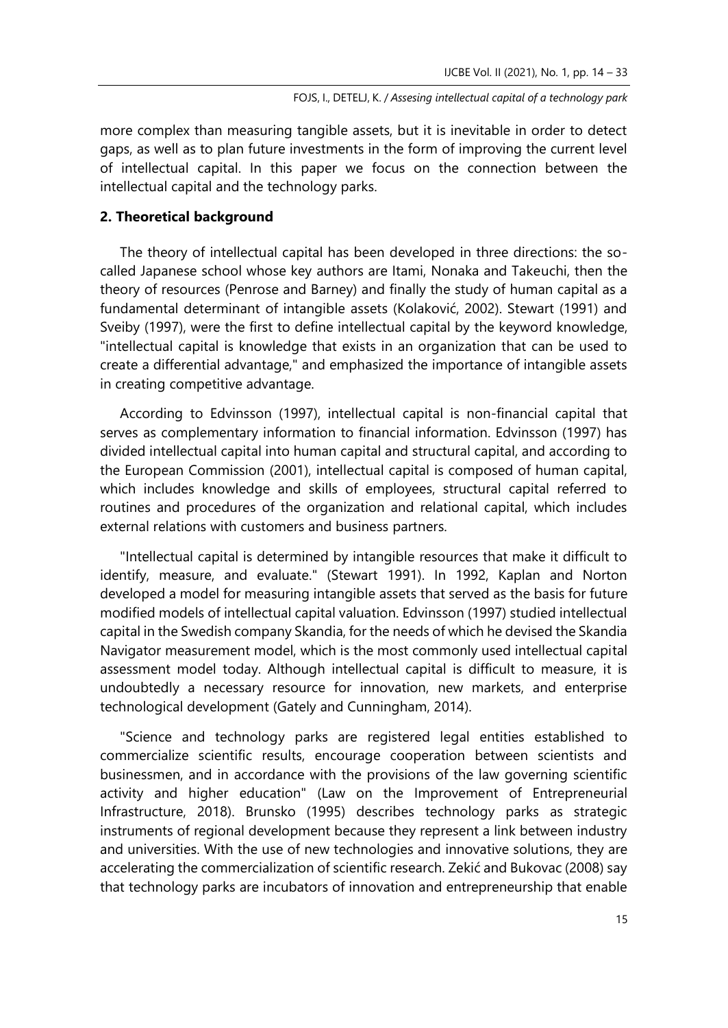more complex than measuring tangible assets, but it is inevitable in order to detect gaps, as well as to plan future investments in the form of improving the current level of intellectual capital. In this paper we focus on the connection between the intellectual capital and the technology parks.

## 2. Theoretical background

The theory of intellectual capital has been developed in three directions: the so-called Japanese school whose key authors are Itami, Nonaka and Takeuchi, then the theory of resources (Penrose and Barney) and finally the study of human capital as a fundamental determinant of intangible assets (Kolaković, 2002). Stewart (1991) and Sveiby (1997), were the first to define intellectual capital by the keyword knowledge, "intellectual capital is knowledge that exists in an organization that can be used to create a differential advantage," and emphasized the importance of intangible assets in creating competitive advantage.

According to Edvinsson (1997), intellectual capital is non-financial capital that serves as complementary information to financial information. Edvinsson (1997) has divided intellectual capital into human capital and structural capital, and according to the European Commission (2001), intellectual capital is composed of human capital, which includes knowledge and skills of employees, structural capital referred to routines and procedures of the organization and relational capital, which includes external relations with customers and business partners.

"Intellectual capital is determined by intangible resources that make it difficult to identify, measure, and evaluate." (Stewart 1991). In 1992, Kaplan and Norton developed a model for measuring intangible assets that served as the basis for future modified models of intellectual capital valuation. Edvinsson (1997) studied intellectual capital in the Swedish company Skandia, for the needs of which he devised the Skandia Navigator measurement model, which is the most commonly used intellectual capital assessment model today. Although intellectual capital is difficult to measure, it is undoubtedly a necessary resource for innovation, new markets, and enterprise technological development (Gately and Cunningham, 2014).

"Science and technology parks are registered legal entities established to commercialize scientific results, encourage cooperation between scientists and businessmen, and in accordance with the provisions of the law governing scientific activity and higher education" (Law on the Improvement of Entrepreneurial Infrastructure, 2018). Brunsko (1995) describes technology parks as strategic instruments of regional development because they represent a link between industry and universities. With the use of new technologies and innovative solutions, they are accelerating the commercialization of scientific research. Zekić and Bukovac (2008) say that technology parks are incubators of innovation and entrepreneurship that enable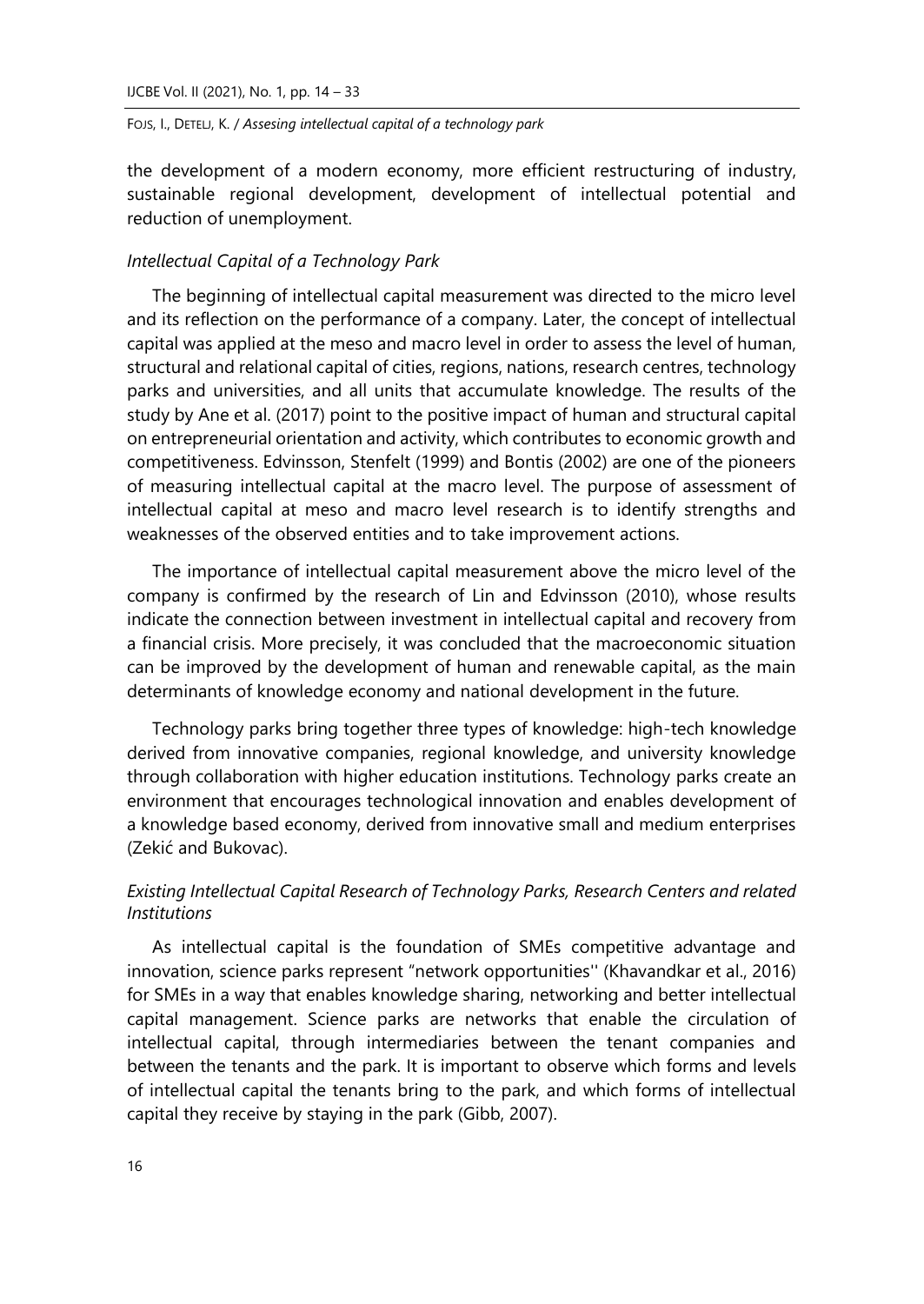the development of a modern economy, more efficient restructuring of industry, sustainable regional development, development of intellectual potential and reduction of unemployment.

### *Intellectual Capital of a Technology Park*

The beginning of intellectual capital measurement was directed to the micro level and its reflection on the performance of a company. Later, the concept of intellectual capital was applied at the meso and macro level in order to assess the level of human, structural and relational capital of cities, regions, nations, research centres, technology parks and universities, and all units that accumulate knowledge. The results of the study by Ane et al. (2017) point to the positive impact of human and structural capital on entrepreneurial orientation and activity, which contributes to economic growth and competitiveness. Edvinsson, Stenfelt (1999) and Bontis (2002) are one of the pioneers of measuring intellectual capital at the macro level. The purpose of assessment of intellectual capital at meso and macro level research is to identify strengths and weaknesses of the observed entities and to take improvement actions.

The importance of intellectual capital measurement above the micro level of the company is confirmed by the research of Lin and Edvinsson (2010), whose results indicate the connection between investment in intellectual capital and recovery from a financial crisis. More precisely, it was concluded that the macroeconomic situation can be improved by the development of human and renewable capital, as the main determinants of knowledge economy and national development in the future.

Technology parks bring together three types of knowledge: high-tech knowledge derived from innovative companies, regional knowledge, and university knowledge through collaboration with higher education institutions. Technology parks create an environment that encourages technological innovation and enables development of a knowledge based economy, derived from innovative small and medium enterprises (Zekić and Bukovac).

### *Existing Intellectual Capital Research of Technology Parks, Research Centers and related Institutions*

As intellectual capital is the foundation of SMEs competitive advantage and innovation, science parks represent "network opportunities'' (Khavandkar et al., 2016) for SMEs in a way that enables knowledge sharing, networking and better intellectual capital management. Science parks are networks that enable the circulation of intellectual capital, through intermediaries between the tenant companies and between the tenants and the park. It is important to observe which forms and levels of intellectual capital the tenants bring to the park, and which forms of intellectual capital they receive by staying in the park (Gibb, 2007).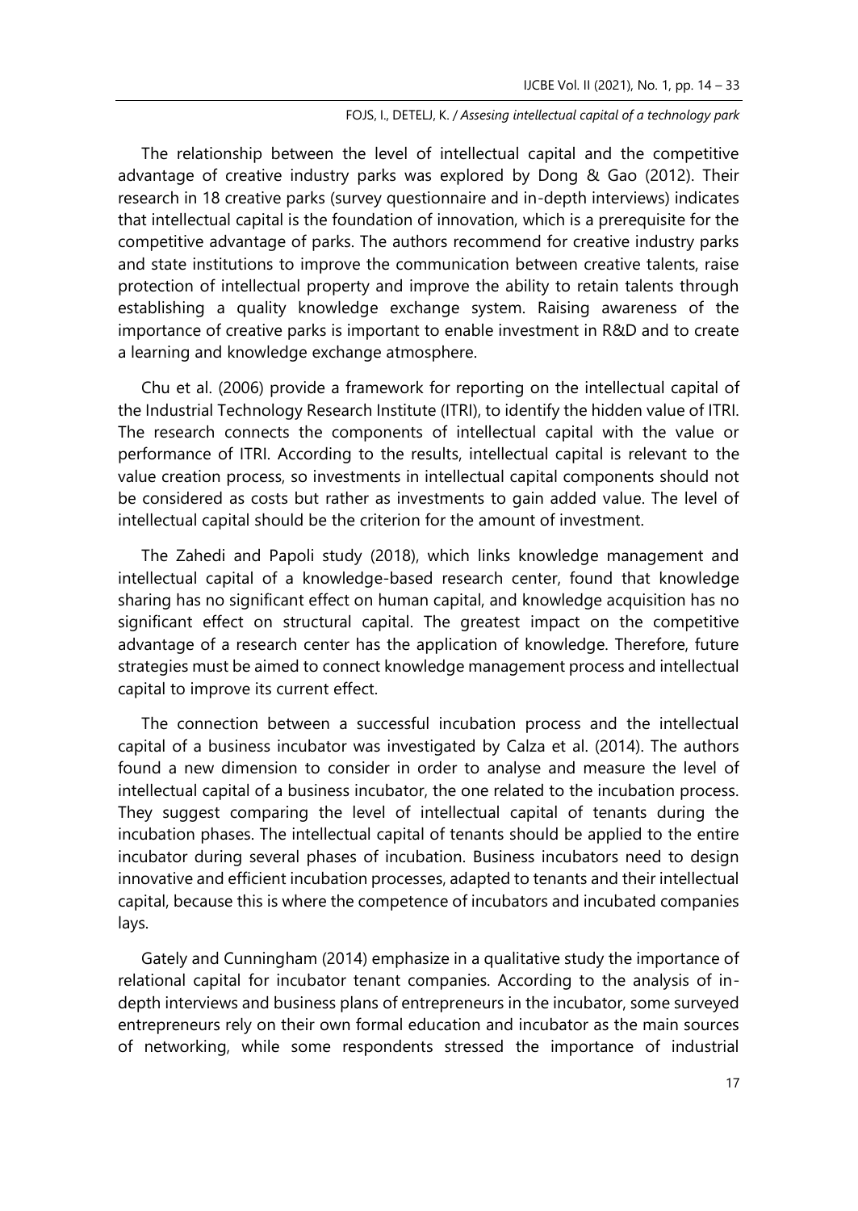The relationship between the level of intellectual capital and the competitive advantage of creative industry parks was explored by Dong & Gao (2012). Their research in 18 creative parks (survey questionnaire and in-depth interviews) indicates that intellectual capital is the foundation of innovation, which is a prerequisite for the competitive advantage of parks. The authors recommend for creative industry parks and state institutions to improve the communication between creative talents, raise protection of intellectual property and improve the ability to retain talents through establishing a quality knowledge exchange system. Raising awareness of the importance of creative parks is important to enable investment in R&D and to create a learning and knowledge exchange atmosphere.

Chu et al. (2006) provide a framework for reporting on the intellectual capital of the Industrial Technology Research Institute (ITRI), to identify the hidden value of ITRI. The research connects the components of intellectual capital with the value or performance of ITRI. According to the results, intellectual capital is relevant to the value creation process, so investments in intellectual capital components should not be considered as costs but rather as investments to gain added value. The level of intellectual capital should be the criterion for the amount of investment.

The Zahedi and Papoli study (2018), which links knowledge management and intellectual capital of a knowledge-based research center, found that knowledge sharing has no significant effect on human capital, and knowledge acquisition has no significant effect on structural capital. The greatest impact on the competitive advantage of a research center has the application of knowledge. Therefore, future strategies must be aimed to connect knowledge management process and intellectual capital to improve its current effect.

The connection between a successful incubation process and the intellectual capital of a business incubator was investigated by Calza et al. (2014). The authors found a new dimension to consider in order to analyse and measure the level of intellectual capital of a business incubator, the one related to the incubation process. They suggest comparing the level of intellectual capital of tenants during the incubation phases. The intellectual capital of tenants should be applied to the entire incubator during several phases of incubation. Business incubators need to design innovative and efficient incubation processes, adapted to tenants and their intellectual capital, because this is where the competence of incubators and incubated companies lays.

Gately and Cunningham (2014) emphasize in a qualitative study the importance of relational capital for incubator tenant companies. According to the analysis of in-depth interviews and business plans of entrepreneurs in the incubator, some surveyed entrepreneurs rely on their own formal education and incubator as the main sources of networking, while some respondents stressed the importance of industrial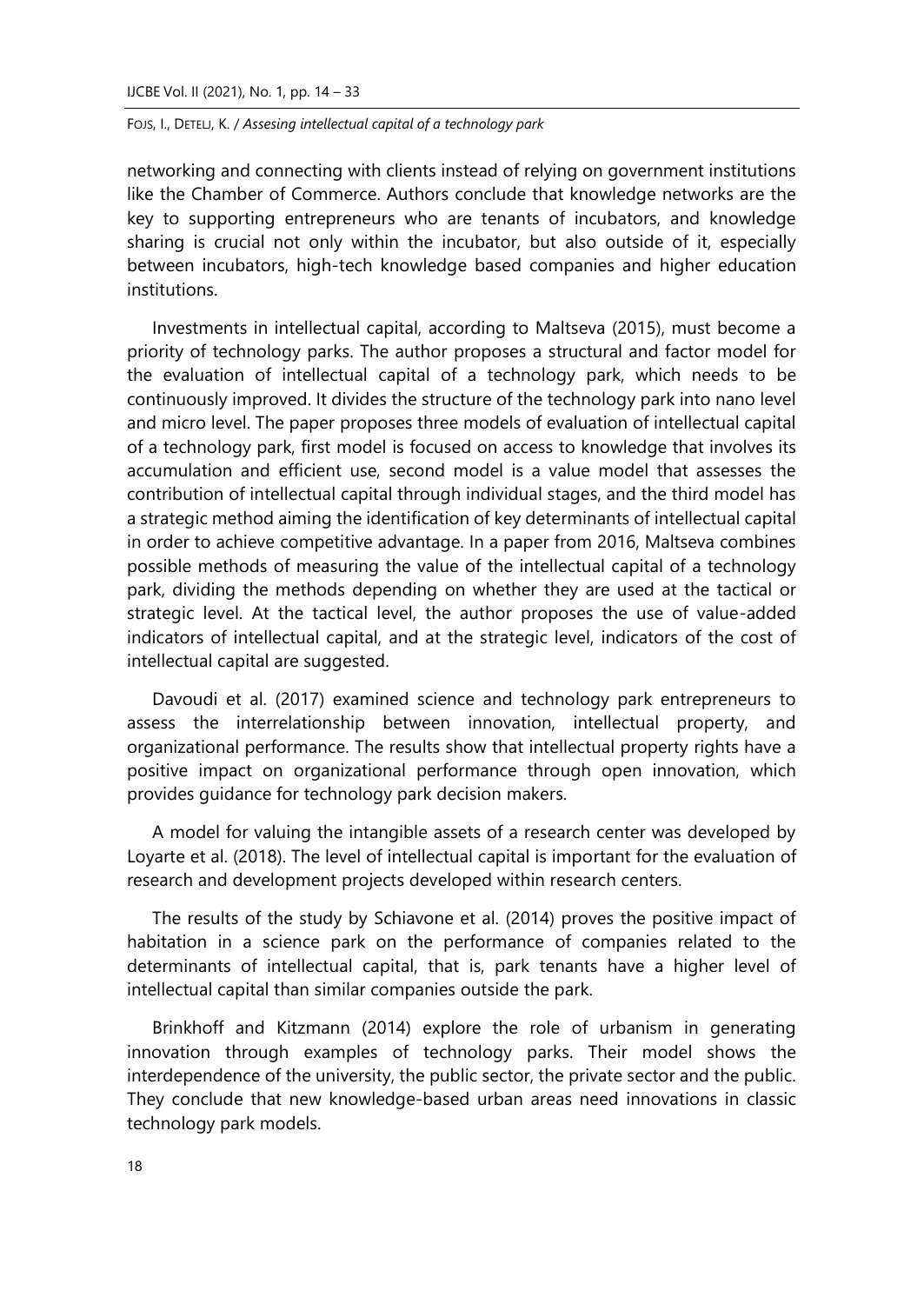networking and connecting with clients instead of relying on government institutions like the Chamber of Commerce. Authors conclude that knowledge networks are the key to supporting entrepreneurs who are tenants of incubators, and knowledge sharing is crucial not only within the incubator, but also outside of it, especially between incubators, high-tech knowledge based companies and higher education institutions.

Investments in intellectual capital, according to Maltseva (2015), must become a priority of technology parks. The author proposes a structural and factor model for the evaluation of intellectual capital of a technology park, which needs to be continuously improved. It divides the structure of the technology park into nano level and micro level. The paper proposes three models of evaluation of intellectual capital of a technology park, first model is focused on access to knowledge that involves its accumulation and efficient use, second model is a value model that assesses the contribution of intellectual capital through individual stages, and the third model has a strategic method aiming the identification of key determinants of intellectual capital in order to achieve competitive advantage. In a paper from 2016, Maltseva combines possible methods of measuring the value of the intellectual capital of a technology park, dividing the methods depending on whether they are used at the tactical or strategic level. At the tactical level, the author proposes the use of value-added indicators of intellectual capital, and at the strategic level, indicators of the cost of intellectual capital are suggested.

Davoudi et al. (2017) examined science and technology park entrepreneurs to assess the interrelationship between innovation, intellectual property, and organizational performance. The results show that intellectual property rights have a positive impact on organizational performance through open innovation, which provides guidance for technology park decision makers.

A model for valuing the intangible assets of a research center was developed by Loyarte et al. (2018). The level of intellectual capital is important for the evaluation of research and development projects developed within research centers.

The results of the study by Schiavone et al. (2014) proves the positive impact of habitation in a science park on the performance of companies related to the determinants of intellectual capital, that is, park tenants have a higher level of intellectual capital than similar companies outside the park.

Brinkhoff and Kitzmann (2014) explore the role of urbanism in generating innovation through examples of technology parks. Their model shows the interdependence of the university, the public sector, the private sector and the public. They conclude that new knowledge-based urban areas need innovations in classic technology park models.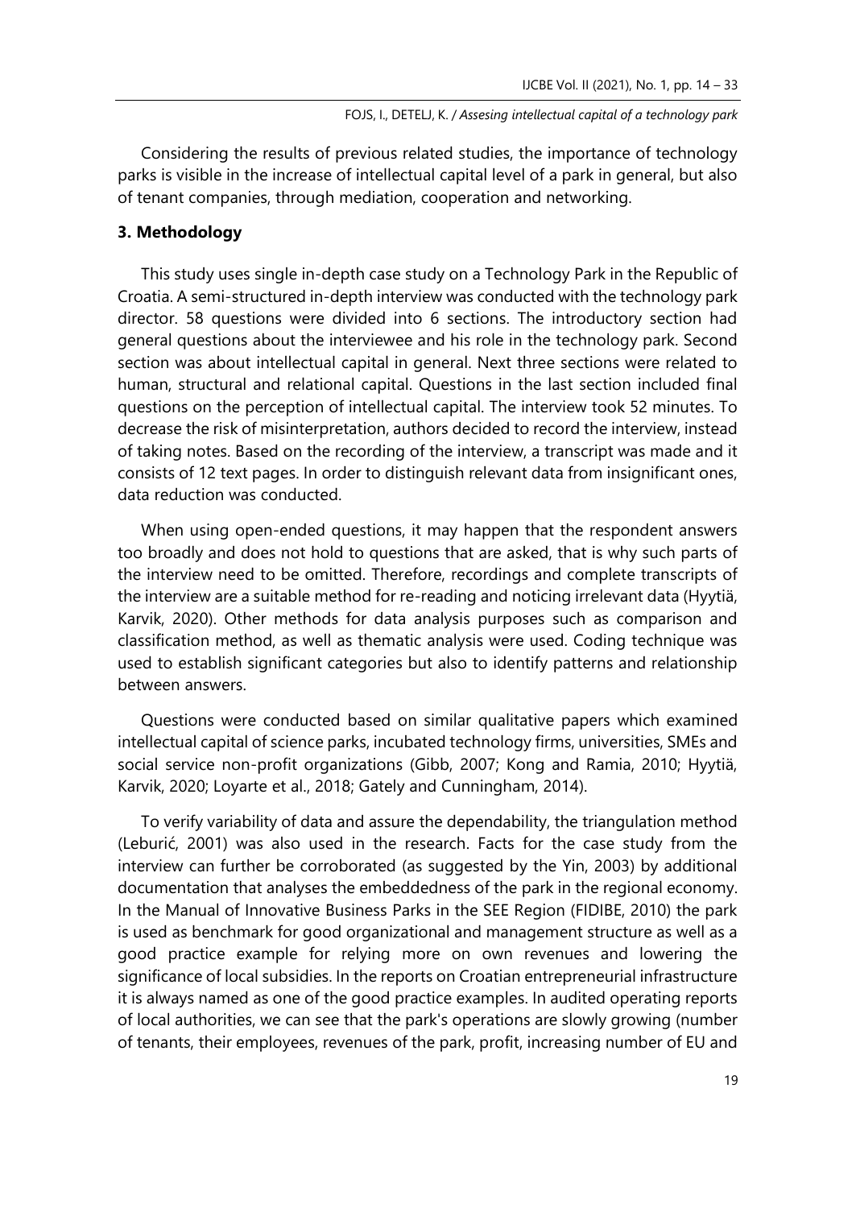Considering the results of previous related studies, the importance of technology parks is visible in the increase of intellectual capital level of a park in general, but also of tenant companies, through mediation, cooperation and networking.

## 3. Methodology

This study uses single in-depth case study on a Technology Park in the Republic of Croatia. A semi-structured in-depth interview was conducted with the technology park director. 58 questions were divided into 6 sections. The introductory section had general questions about the interviewee and his role in the technology park. Second section was about intellectual capital in general. Next three sections were related to human, structural and relational capital. Questions in the last section included final questions on the perception of intellectual capital. The interview took 52 minutes. To decrease the risk of misinterpretation, authors decided to record the interview, instead of taking notes. Based on the recording of the interview, a transcript was made and it consists of 12 text pages. In order to distinguish relevant data from insignificant ones, data reduction was conducted.

When using open-ended questions, it may happen that the respondent answers too broadly and does not hold to questions that are asked, that is why such parts of the interview need to be omitted. Therefore, recordings and complete transcripts of the interview are a suitable method for re-reading and noticing irrelevant data (Hyytiä, Karvik, 2020). Other methods for data analysis purposes such as comparison and classification method, as well as thematic analysis were used. Coding technique was used to establish significant categories but also to identify patterns and relationship between answers.

Questions were conducted based on similar qualitative papers which examined intellectual capital of science parks, incubated technology firms, universities, SMEs and social service non-profit organizations (Gibb, 2007; Kong and Ramia, 2010; Hyytiä, Karvik, 2020; Loyarte et al., 2018; Gately and Cunningham, 2014).

To verify variability of data and assure the dependability, the triangulation method (Leburić, 2001) was also used in the research. Facts for the case study from the interview can further be corroborated (as suggested by the Yin, 2003) by additional documentation that analyses the embeddedness of the park in the regional economy. In the Manual of Innovative Business Parks in the SEE Region (FIDIBE, 2010) the park is used as benchmark for good organizational and management structure as well as a good practice example for relying more on own revenues and lowering the significance of local subsidies. In the reports on Croatian entrepreneurial infrastructure it is always named as one of the good practice examples. In audited operating reports of local authorities, we can see that the park's operations are slowly growing (number of tenants, their employees, revenues of the park, profit, increasing number of EU and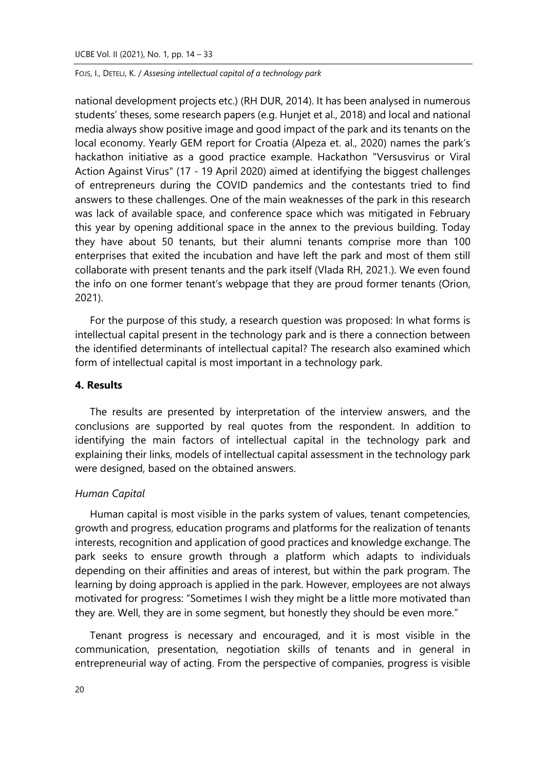national development projects etc.) (RH DUR, 2014). It has been analysed in numerous students' theses, some research papers (e.g. Hunjet et al., 2018) and local and national media always show positive image and good impact of the park and its tenants on the local economy. Yearly GEM report for Croatia (Alpeza et. al., 2020) names the park's hackathon initiative as a good practice example. Hackathon "Versusvirus or Viral Action Against Virus" (17 - 19 April 2020) aimed at identifying the biggest challenges of entrepreneurs during the COVID pandemics and the contestants tried to find answers to these challenges. One of the main weaknesses of the park in this research was lack of available space, and conference space which was mitigated in February this year by opening additional space in the annex to the previous building. Today they have about 50 tenants, but their alumni tenants comprise more than 100 enterprises that exited the incubation and have left the park and most of them still collaborate with present tenants and the park itself (Vlada RH, 2021.). We even found the info on one former tenant's webpage that they are proud former tenants (Orion, 2021).

For the purpose of this study, a research question was proposed: In what forms is intellectual capital present in the technology park and is there a connection between the identified determinants of intellectual capital? The research also examined which form of intellectual capital is most important in a technology park.

## 4. Results

The results are presented by interpretation of the interview answers, and the conclusions are supported by real quotes from the respondent. In addition to identifying the main factors of intellectual capital in the technology park and explaining their links, models of intellectual capital assessment in the technology park were designed, based on the obtained answers.

### *Human Capital*

Human capital is most visible in the parks system of values, tenant competencies, growth and progress, education programs and platforms for the realization of tenants interests, recognition and application of good practices and knowledge exchange. The park seeks to ensure growth through a platform which adapts to individuals depending on their affinities and areas of interest, but within the park program. The learning by doing approach is applied in the park. However, employees are not always motivated for progress: "Sometimes I wish they might be a little more motivated than they are. Well, they are in some segment, but honestly they should be even more."

Tenant progress is necessary and encouraged, and it is most visible in the communication, presentation, negotiation skills of tenants and in general in entrepreneurial way of acting. From the perspective of companies, progress is visible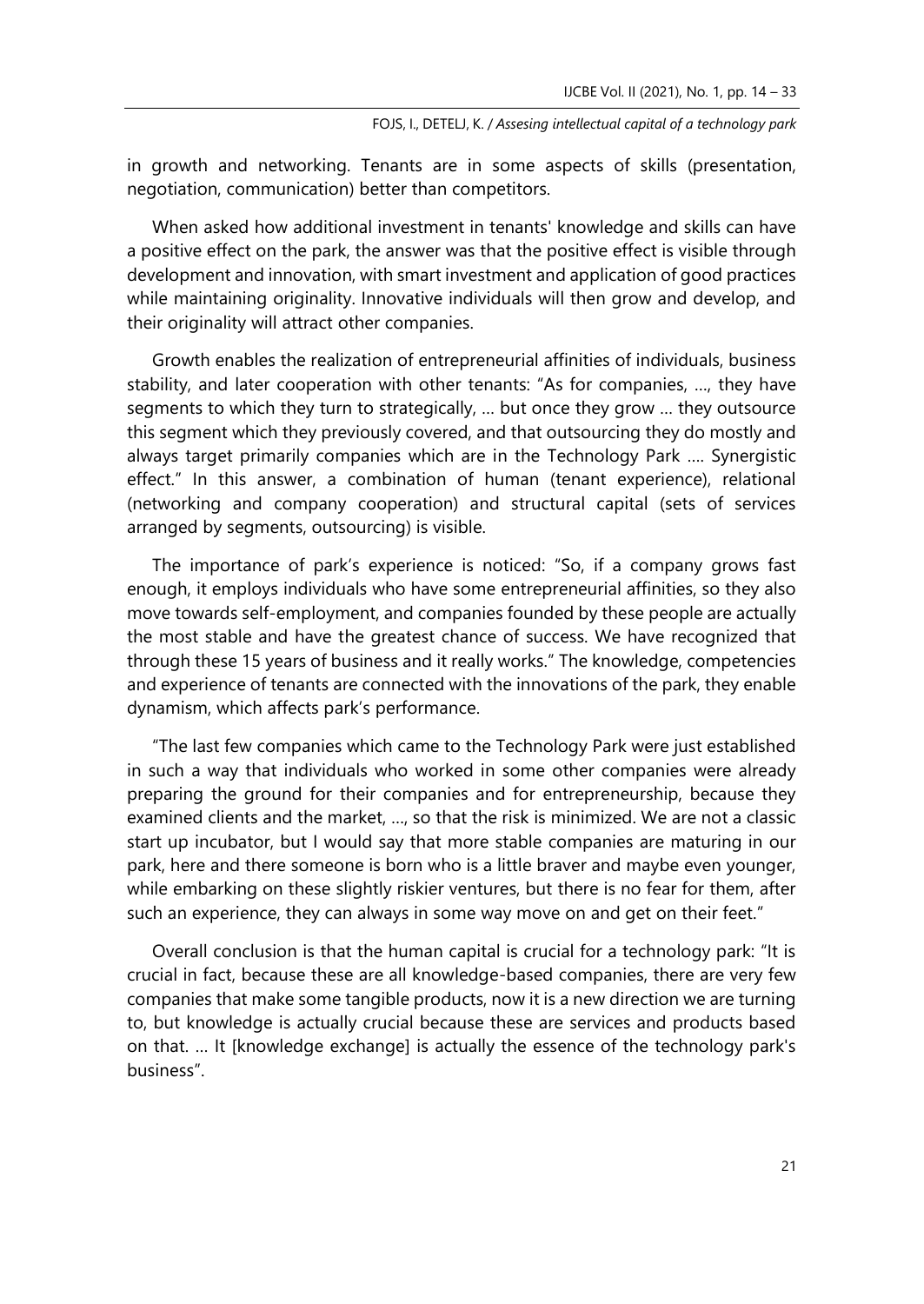in growth and networking. Tenants are in some aspects of skills (presentation, negotiation, communication) better than competitors.

When asked how additional investment in tenants' knowledge and skills can have a positive effect on the park, the answer was that the positive effect is visible through development and innovation, with smart investment and application of good practices while maintaining originality. Innovative individuals will then grow and develop, and their originality will attract other companies.

Growth enables the realization of entrepreneurial affinities of individuals, business stability, and later cooperation with other tenants: "As for companies, …, they have segments to which they turn to strategically, … but once they grow … they outsource this segment which they previously covered, and that outsourcing they do mostly and always target primarily companies which are in the Technology Park …. Synergistic effect." In this answer, a combination of human (tenant experience), relational (networking and company cooperation) and structural capital (sets of services arranged by segments, outsourcing) is visible.

The importance of park's experience is noticed: "So, if a company grows fast enough, it employs individuals who have some entrepreneurial affinities, so they also move towards self-employment, and companies founded by these people are actually the most stable and have the greatest chance of success. We have recognized that through these 15 years of business and it really works." The knowledge, competencies and experience of tenants are connected with the innovations of the park, they enable dynamism, which affects park's performance.

"The last few companies which came to the Technology Park were just established in such a way that individuals who worked in some other companies were already preparing the ground for their companies and for entrepreneurship, because they examined clients and the market, …, so that the risk is minimized. We are not a classic start up incubator, but I would say that more stable companies are maturing in our park, here and there someone is born who is a little braver and maybe even younger, while embarking on these slightly riskier ventures, but there is no fear for them, after such an experience, they can always in some way move on and get on their feet."

Overall conclusion is that the human capital is crucial for a technology park: "It is crucial in fact, because these are all knowledge-based companies, there are very few companies that make some tangible products, now it is a new direction we are turning to, but knowledge is actually crucial because these are services and products based on that. … It [knowledge exchange] is actually the essence of the technology park's business".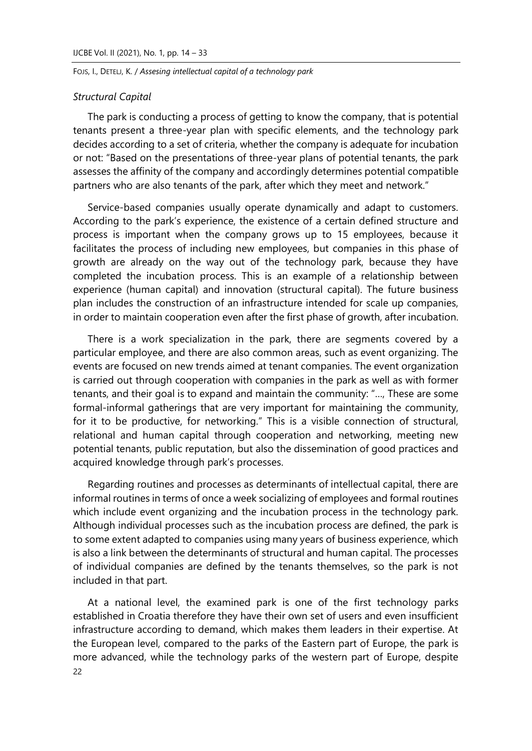*Structural Capital*

The park is conducting a process of getting to know the company, that is potential tenants present a three-year plan with specific elements, and the technology park decides according to a set of criteria, whether the company is adequate for incubation or not: "Based on the presentations of three-year plans of potential tenants, the park assesses the affinity of the company and accordingly determines potential compatible partners who are also tenants of the park, after which they meet and network."

Service-based companies usually operate dynamically and adapt to customers. According to the park's experience, the existence of a certain defined structure and process is important when the company grows up to 15 employees, because it facilitates the process of including new employees, but companies in this phase of growth are already on the way out of the technology park, because they have completed the incubation process. This is an example of a relationship between experience (human capital) and innovation (structural capital). The future business plan includes the construction of an infrastructure intended for scale up companies, in order to maintain cooperation even after the first phase of growth, after incubation.

There is a work specialization in the park, there are segments covered by a particular employee, and there are also common areas, such as event organizing. The events are focused on new trends aimed at tenant companies. The event organization is carried out through cooperation with companies in the park as well as with former tenants, and their goal is to expand and maintain the community: "..., These are some formal-informal gatherings that are very important for maintaining the community, for it to be productive, for networking." This is a visible connection of structural, relational and human capital through cooperation and networking, meeting new potential tenants, public reputation, but also the dissemination of good practices and acquired knowledge through park's processes.

Regarding routines and processes as determinants of intellectual capital, there are informal routines in terms of once a week socializing of employees and formal routines which include event organizing and the incubation process in the technology park. Although individual processes such as the incubation process are defined, the park is to some extent adapted to companies using many years of business experience, which is also a link between the determinants of structural and human capital. The processes of individual companies are defined by the tenants themselves, so the park is not included in that part.

At a national level, the examined park is one of the first technology parks established in Croatia therefore they have their own set of users and even insufficient infrastructure according to demand, which makes them leaders in their expertise. At the European level, compared to the parks of the Eastern part of Europe, the park is more advanced, while the technology parks of the western part of Europe, despite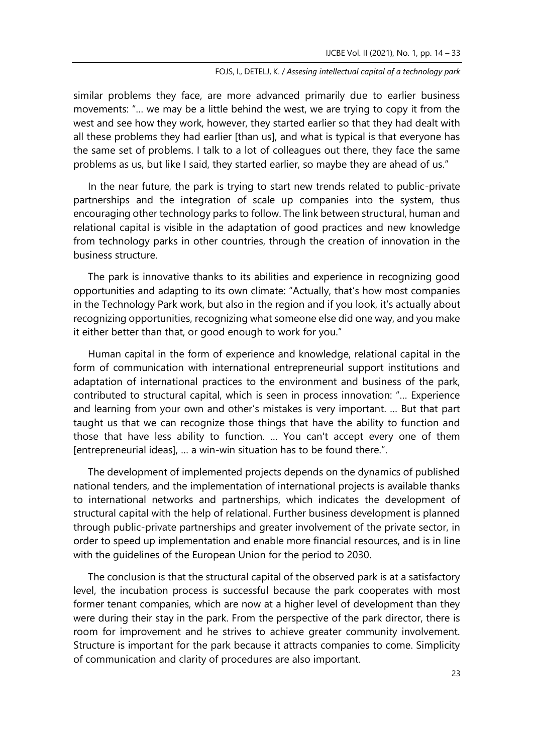similar problems they face, are more advanced primarily due to earlier business movements: "… we may be a little behind the west, we are trying to copy it from the west and see how they work, however, they started earlier so that they had dealt with all these problems they had earlier [than us], and what is typical is that everyone has the same set of problems. I talk to a lot of colleagues out there, they face the same problems as us, but like I said, they started earlier, so maybe they are ahead of us."

In the near future, the park is trying to start new trends related to public-private partnerships and the integration of scale up companies into the system, thus encouraging other technology parks to follow. The link between structural, human and relational capital is visible in the adaptation of good practices and new knowledge from technology parks in other countries, through the creation of innovation in the business structure.

The park is innovative thanks to its abilities and experience in recognizing good opportunities and adapting to its own climate: "Actually, that's how most companies in the Technology Park work, but also in the region and if you look, it's actually about recognizing opportunities, recognizing what someone else did one way, and you make it either better than that, or good enough to work for you."

Human capital in the form of experience and knowledge, relational capital in the form of communication with international entrepreneurial support institutions and adaptation of international practices to the environment and business of the park, contributed to structural capital, which is seen in process innovation: "… Experience and learning from your own and other's mistakes is very important. … But that part taught us that we can recognize those things that have the ability to function and those that have less ability to function. … You can't accept every one of them [entrepreneurial ideas], … a win-win situation has to be found there.".

The development of implemented projects depends on the dynamics of published national tenders, and the implementation of international projects is available thanks to international networks and partnerships, which indicates the development of structural capital with the help of relational. Further business development is planned through public-private partnerships and greater involvement of the private sector, in order to speed up implementation and enable more financial resources, and is in line with the guidelines of the European Union for the period to 2030.

The conclusion is that the structural capital of the observed park is at a satisfactory level, the incubation process is successful because the park cooperates with most former tenant companies, which are now at a higher level of development than they were during their stay in the park. From the perspective of the park director, there is room for improvement and he strives to achieve greater community involvement. Structure is important for the park because it attracts companies to come. Simplicity of communication and clarity of procedures are also important.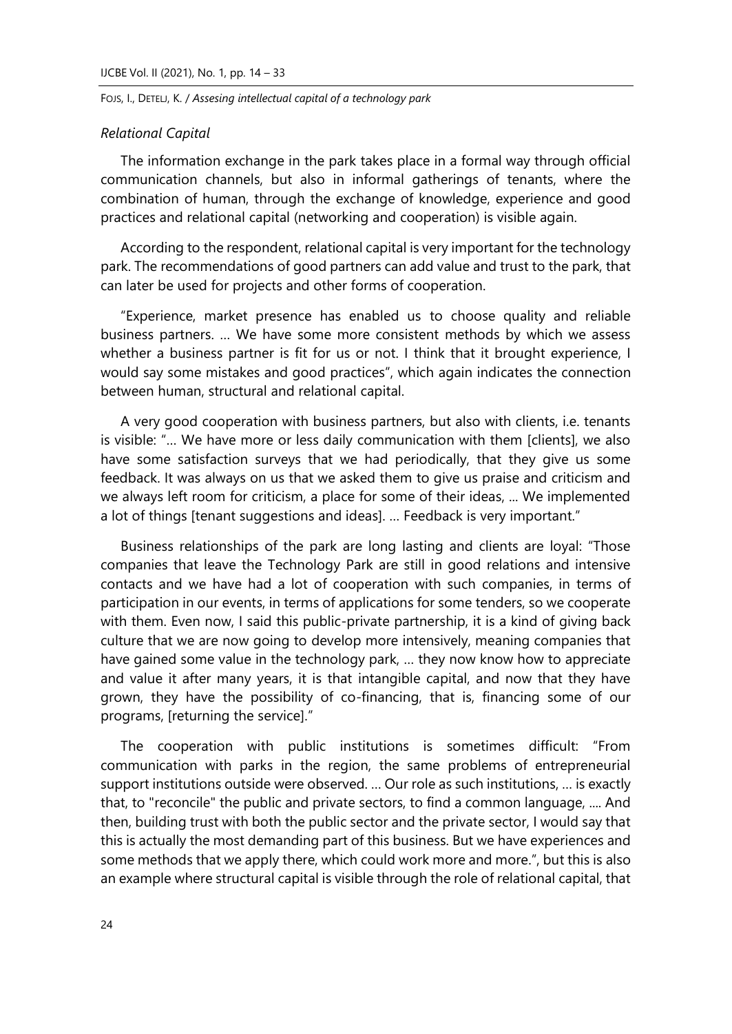*Relational Capital*

The information exchange in the park takes place in a formal way through official communication channels, but also in informal gatherings of tenants, where the combination of human, through the exchange of knowledge, experience and good practices and relational capital (networking and cooperation) is visible again.

According to the respondent, relational capital is very important for the technology park. The recommendations of good partners can add value and trust to the park, that can later be used for projects and other forms of cooperation.

"Experience, market presence has enabled us to choose quality and reliable business partners. … We have some more consistent methods by which we assess whether a business partner is fit for us or not. I think that it brought experience, I would say some mistakes and good practices", which again indicates the connection between human, structural and relational capital.

A very good cooperation with business partners, but also with clients, i.e. tenants is visible: "… We have more or less daily communication with them [clients], we also have some satisfaction surveys that we had periodically, that they give us some feedback. It was always on us that we asked them to give us praise and criticism and we always left room for criticism, a place for some of their ideas, ... We implemented a lot of things [tenant suggestions and ideas]. … Feedback is very important."

Business relationships of the park are long lasting and clients are loyal: "Those companies that leave the Technology Park are still in good relations and intensive contacts and we have had a lot of cooperation with such companies, in terms of participation in our events, in terms of applications for some tenders, so we cooperate with them. Even now, I said this public-private partnership, it is a kind of giving back culture that we are now going to develop more intensively, meaning companies that have gained some value in the technology park, … they now know how to appreciate and value it after many years, it is that intangible capital, and now that they have grown, they have the possibility of co-financing, that is, financing some of our programs, [returning the service]."

The cooperation with public institutions is sometimes difficult: "From communication with parks in the region, the same problems of entrepreneurial support institutions outside were observed. … Our role as such institutions, … is exactly that, to "reconcile" the public and private sectors, to find a common language, .... And then, building trust with both the public sector and the private sector, I would say that this is actually the most demanding part of this business. But we have experiences and some methods that we apply there, which could work more and more.", but this is also an example where structural capital is visible through the role of relational capital, that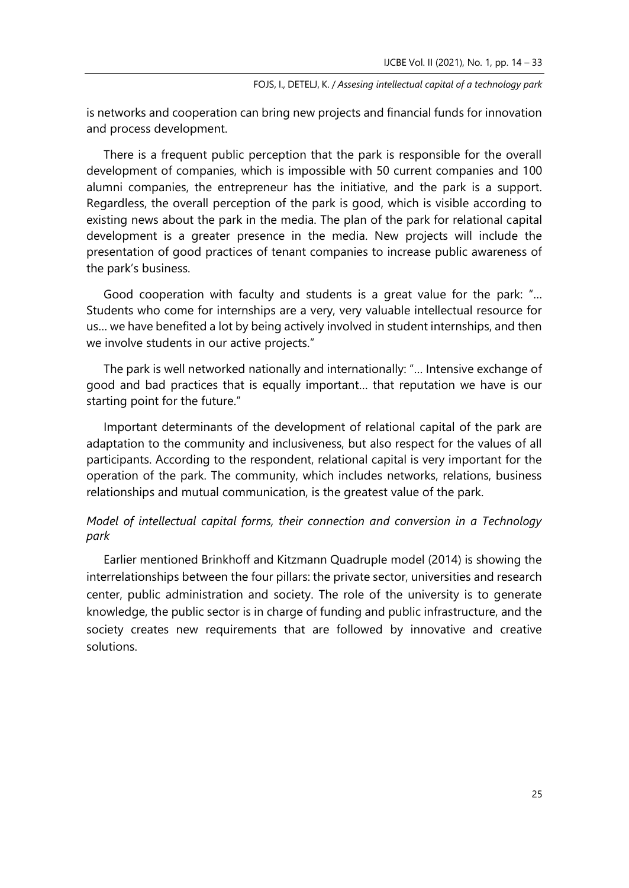is networks and cooperation can bring new projects and financial funds for innovation and process development.

There is a frequent public perception that the park is responsible for the overall development of companies, which is impossible with 50 current companies and 100 alumni companies, the entrepreneur has the initiative, and the park is a support. Regardless, the overall perception of the park is good, which is visible according to existing news about the park in the media. The plan of the park for relational capital development is a greater presence in the media. New projects will include the presentation of good practices of tenant companies to increase public awareness of the park's business.

Good cooperation with faculty and students is a great value for the park: "… Students who come for internships are a very, very valuable intellectual resource for us… we have benefited a lot by being actively involved in student internships, and then we involve students in our active projects."

The park is well networked nationally and internationally: "… Intensive exchange of good and bad practices that is equally important… that reputation we have is our starting point for the future."

Important determinants of the development of relational capital of the park are adaptation to the community and inclusiveness, but also respect for the values of all participants. According to the respondent, relational capital is very important for the operation of the park. The community, which includes networks, relations, business relationships and mutual communication, is the greatest value of the park.

*Model of intellectual capital forms, their connection and conversion in a Technology park*

Earlier mentioned Brinkhoff and Kitzmann Quadruple model (2014) is showing the interrelationships between the four pillars: the private sector, universities and research center, public administration and society. The role of the university is to generate knowledge, the public sector is in charge of funding and public infrastructure, and the society creates new requirements that are followed by innovative and creative solutions.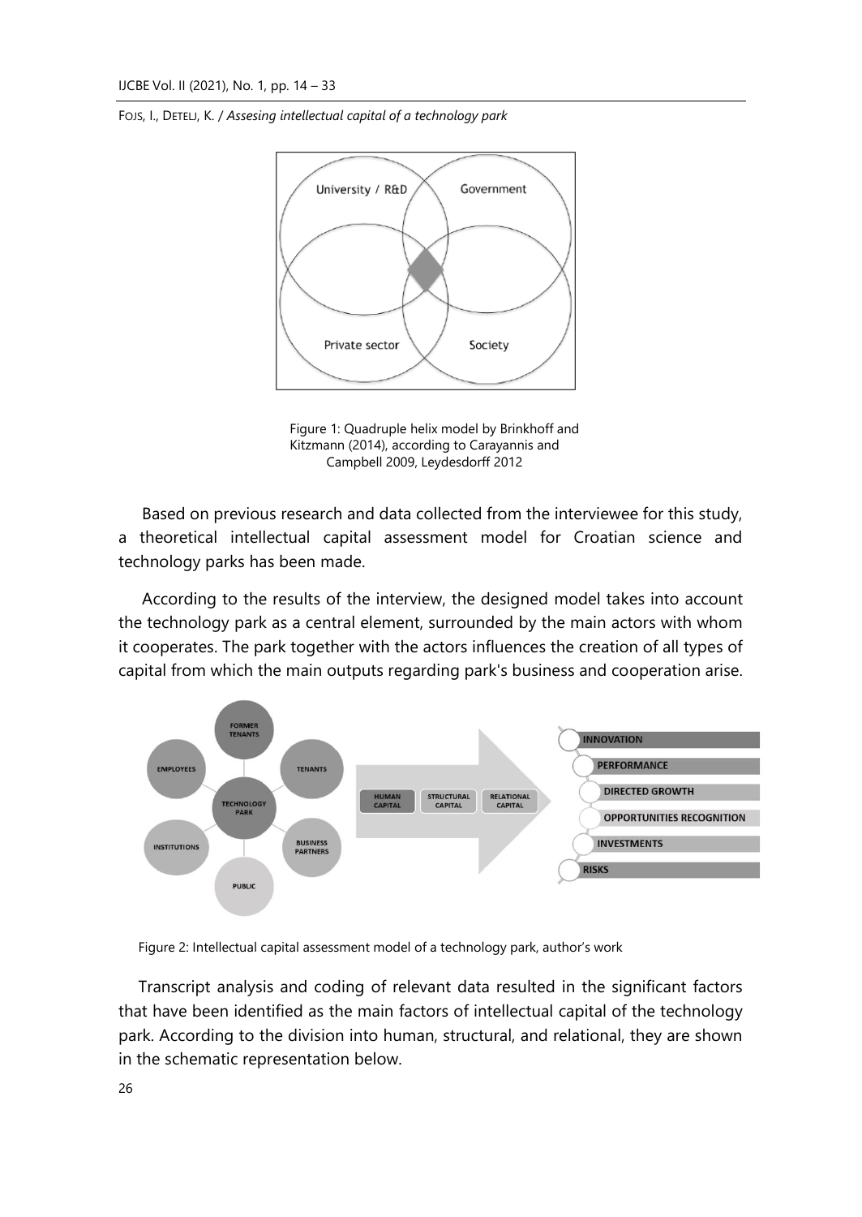Figure 1: Quadruple helix model by Brinkhoff and Kitzmann (2014), according to Carayannis and Campbell 2009, Leydesdorff 2012

Based on previous research and data collected from the interviewee for this study, a theoretical intellectual capital assessment model for Croatian science and technology parks has been made.

According to the results of the interview, the designed model takes into account the technology park as a central element, surrounded by the main actors with whom it cooperates. The park together with the actors influences the creation of all types of capital from which the main outputs regarding park's business and cooperation arise.

Figure 2: Intellectual capital assessment model of a technology park, author's work

Transcript analysis and coding of relevant data resulted in the significant factors that have been identified as the main factors of intellectual capital of the technology park. According to the division into human, structural, and relational, they are shown in the schematic representation below.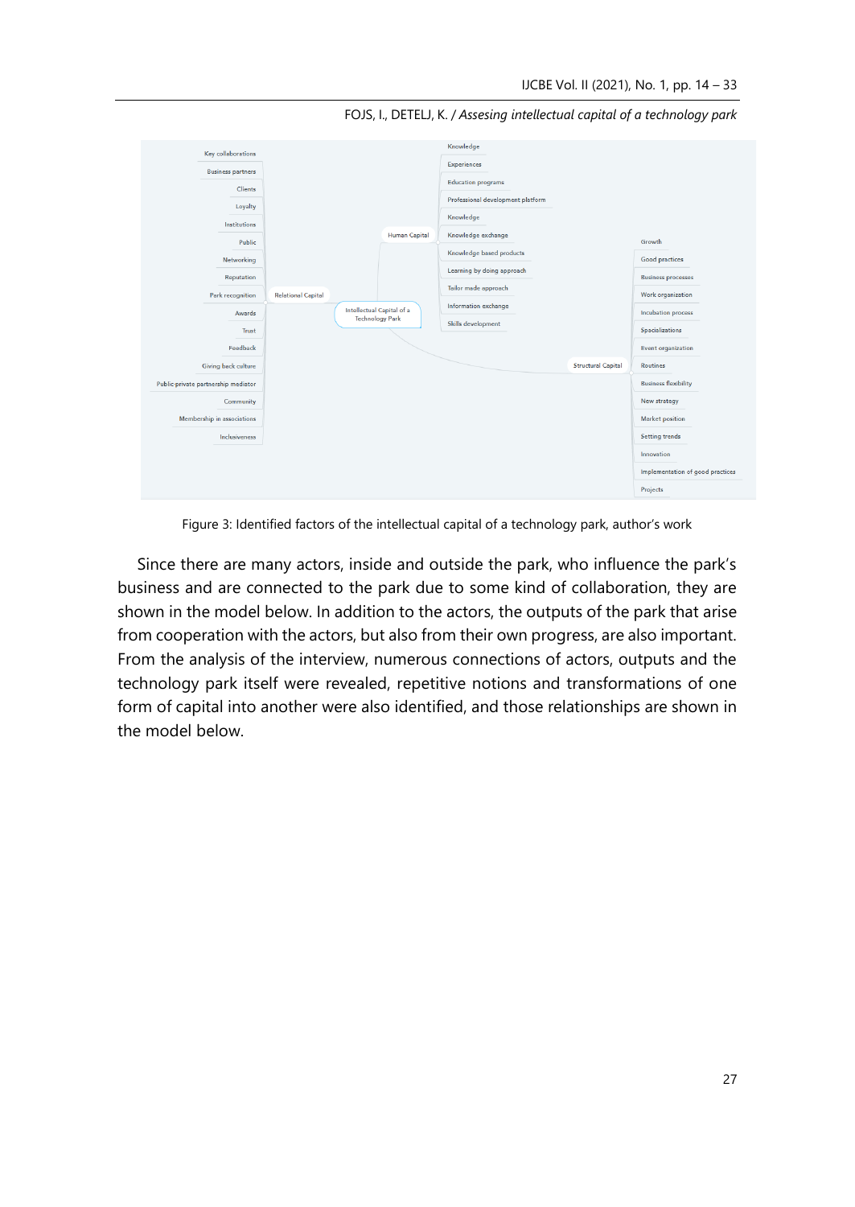- Intellectual Capital of a Technology Park
  - Relational Capital
    - Key collaborations
    - Business partners
    - Clients
    - Loyalty
    - Institutions
    - Public
    - Networking
    - Reputation
    - Park recognition
    - Awards
    - Trust
    - Feedback
    - Giving back culture
    - Public-private partnership mediator
    - Community
    - Membership in associations
    - Inclusiveness
  - Human Capital
    - Knowledge
    - Experiences
    - Education programs
    - Professional development platform
    - Knowledge
    - Knowledge exchange
    - Knowledge based products
    - Learning by doing approach
    - Tailor made approach
    - Information exchange
    - Skills development
  - Structural Capital
    - Growth
    - Good practices
    - Business processes
    - Work organization
    - Incubation process
    - Spacializations
    - Event organization
    - Routines
    - Business flexibility
    - New strategy
    - Market position
    - Setting trends
    - Innovation
    - Implementation of good practices
    - Projects

Figure 3: Identified factors of the intellectual capital of a technology park, author's work

Since there are many actors, inside and outside the park, who influence the park's business and are connected to the park due to some kind of collaboration, they are shown in the model below. In addition to the actors, the outputs of the park that arise from cooperation with the actors, but also from their own progress, are also important. From the analysis of the interview, numerous connections of actors, outputs and the technology park itself were revealed, repetitive notions and transformations of one form of capital into another were also identified, and those relationships are shown in the model below.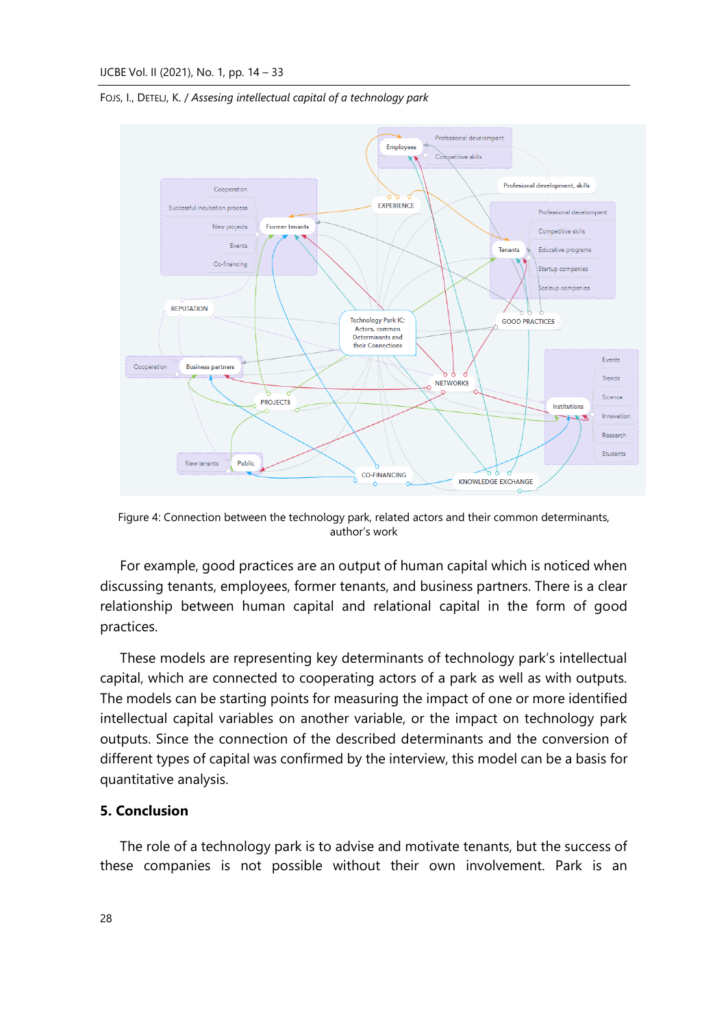Figure 4: Connection between the technology park, related actors and their common determinants, author's work

For example, good practices are an output of human capital which is noticed when discussing tenants, employees, former tenants, and business partners. There is a clear relationship between human capital and relational capital in the form of good practices.

These models are representing key determinants of technology park's intellectual capital, which are connected to cooperating actors of a park as well as with outputs. The models can be starting points for measuring the impact of one or more identified intellectual capital variables on another variable, or the impact on technology park outputs. Since the connection of the described determinants and the conversion of different types of capital was confirmed by the interview, this model can be a basis for quantitative analysis.

## 5. Conclusion

The role of a technology park is to advise and motivate tenants, but the success of these companies is not possible without their own involvement. Park is an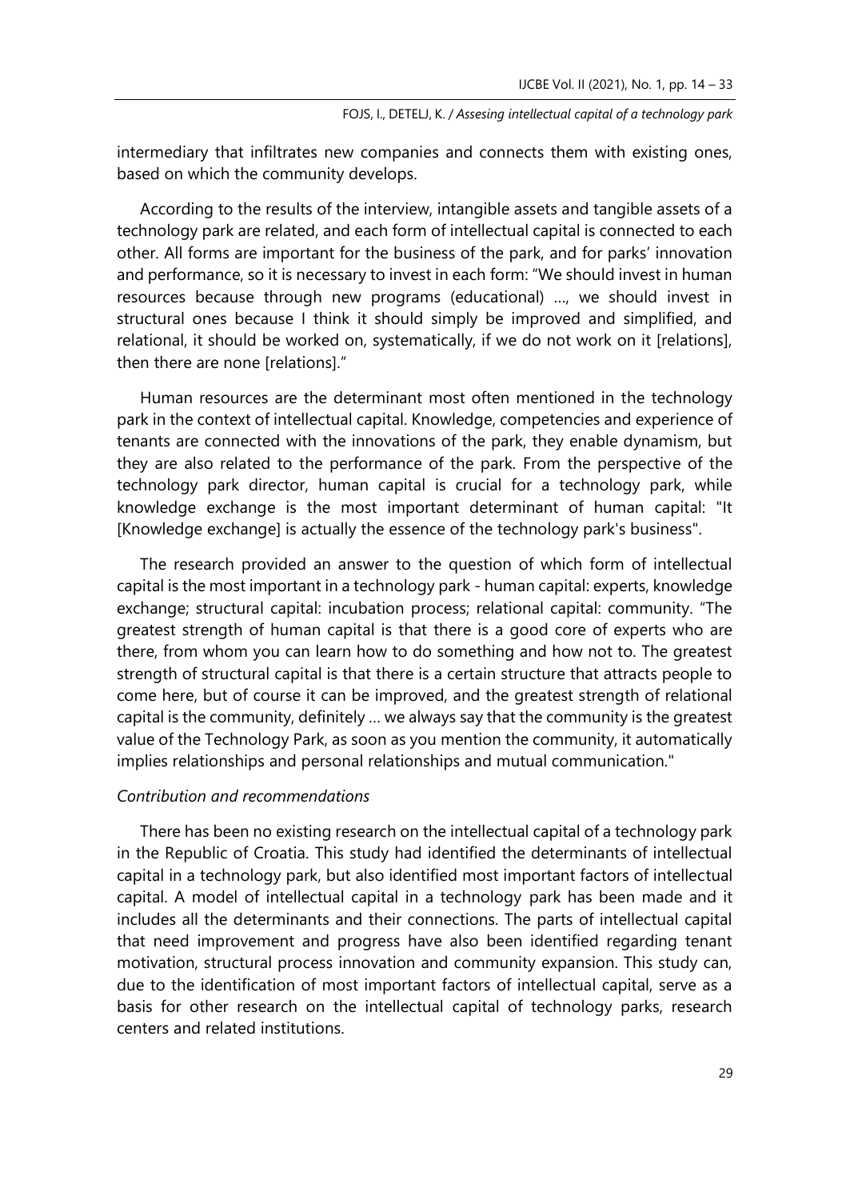intermediary that infiltrates new companies and connects them with existing ones, based on which the community develops.

According to the results of the interview, intangible assets and tangible assets of a technology park are related, and each form of intellectual capital is connected to each other. All forms are important for the business of the park, and for parks' innovation and performance, so it is necessary to invest in each form: "We should invest in human resources because through new programs (educational) ..., we should invest in structural ones because I think it should simply be improved and simplified, and relational, it should be worked on, systematically, if we do not work on it [relations], then there are none [relations]."

Human resources are the determinant most often mentioned in the technology park in the context of intellectual capital. Knowledge, competencies and experience of tenants are connected with the innovations of the park, they enable dynamism, but they are also related to the performance of the park. From the perspective of the technology park director, human capital is crucial for a technology park, while knowledge exchange is the most important determinant of human capital: "It [Knowledge exchange] is actually the essence of the technology park's business".

The research provided an answer to the question of which form of intellectual capital is the most important in a technology park - human capital: experts, knowledge exchange; structural capital: incubation process; relational capital: community. "The greatest strength of human capital is that there is a good core of experts who are there, from whom you can learn how to do something and how not to. The greatest strength of structural capital is that there is a certain structure that attracts people to come here, but of course it can be improved, and the greatest strength of relational capital is the community, definitely ... we always say that the community is the greatest value of the Technology Park, as soon as you mention the community, it automatically implies relationships and personal relationships and mutual communication."

*Contribution and recommendations*

There has been no existing research on the intellectual capital of a technology park in the Republic of Croatia. This study had identified the determinants of intellectual capital in a technology park, but also identified most important factors of intellectual capital. A model of intellectual capital in a technology park has been made and it includes all the determinants and their connections. The parts of intellectual capital that need improvement and progress have also been identified regarding tenant motivation, structural process innovation and community expansion. This study can, due to the identification of most important factors of intellectual capital, serve as a basis for other research on the intellectual capital of technology parks, research centers and related institutions.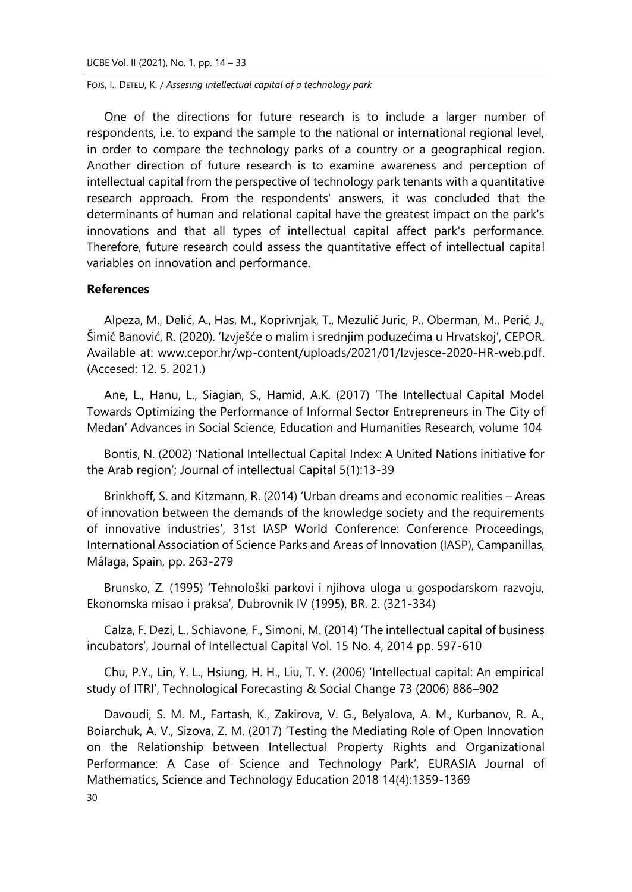One of the directions for future research is to include a larger number of respondents, i.e. to expand the sample to the national or international regional level, in order to compare the technology parks of a country or a geographical region. Another direction of future research is to examine awareness and perception of intellectual capital from the perspective of technology park tenants with a quantitative research approach. From the respondents' answers, it was concluded that the determinants of human and relational capital have the greatest impact on the park's innovations and that all types of intellectual capital affect park's performance. Therefore, future research could assess the quantitative effect of intellectual capital variables on innovation and performance.

### References

Alpeza, M., Delić, A., Has, M., Koprivnjak, T., Mezulić Juric, P., Oberman, M., Perić, J., Šimić Banović, R. (2020). 'Izvješće o malim i srednjim poduzećima u Hrvatskoj', CEPOR. Available at: www.cepor.hr/wp-content/uploads/2021/01/Izvjesce-2020-HR-web.pdf. (Accesed: 12. 5. 2021.)

Ane, L., Hanu, L., Siagian, S., Hamid, A.K. (2017) 'The Intellectual Capital Model Towards Optimizing the Performance of Informal Sector Entrepreneurs in The City of Medan' Advances in Social Science, Education and Humanities Research, volume 104

Bontis, N. (2002) 'National Intellectual Capital Index: A United Nations initiative for the Arab region'; Journal of intellectual Capital 5(1):13-39

Brinkhoff, S. and Kitzmann, R. (2014) 'Urban dreams and economic realities – Areas of innovation between the demands of the knowledge society and the requirements of innovative industries', 31st IASP World Conference: Conference Proceedings, International Association of Science Parks and Areas of Innovation (IASP), Campanillas, Málaga, Spain, pp. 263-279

Brunsko, Z. (1995) 'Tehnološki parkovi i njihova uloga u gospodarskom razvoju, Ekonomska misao i praksa', Dubrovnik IV (1995), BR. 2. (321-334)

Calza, F. Dezi, L., Schiavone, F., Simoni, M. (2014) 'The intellectual capital of business incubators', Journal of Intellectual Capital Vol. 15 No. 4, 2014 pp. 597-610

Chu, P.Y., Lin, Y. L., Hsiung, H. H., Liu, T. Y. (2006) 'Intellectual capital: An empirical study of ITRI', Technological Forecasting & Social Change 73 (2006) 886–902

Davoudi, S. M. M., Fartash, K., Zakirova, V. G., Belyalova, A. M., Kurbanov, R. A., Boiarchuk, A. V., Sizova, Z. M. (2017) 'Testing the Mediating Role of Open Innovation on the Relationship between Intellectual Property Rights and Organizational Performance: A Case of Science and Technology Park', EURASIA Journal of Mathematics, Science and Technology Education 2018 14(4):1359-1369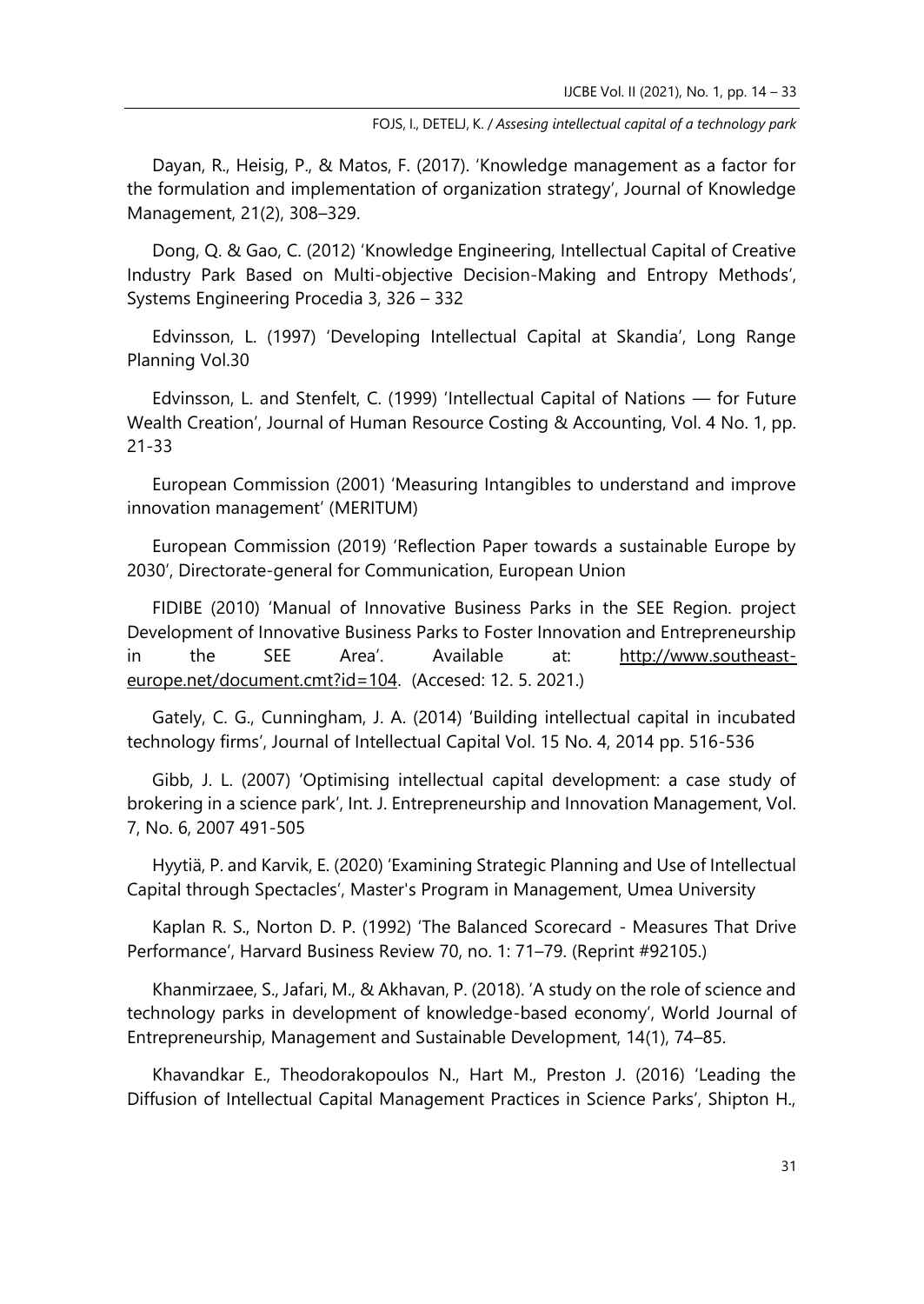Dayan, R., Heisig, P., & Matos, F. (2017). 'Knowledge management as a factor for the formulation and implementation of organization strategy', Journal of Knowledge Management, 21(2), 308–329.

Dong, Q. & Gao, C. (2012) 'Knowledge Engineering, Intellectual Capital of Creative Industry Park Based on Multi-objective Decision-Making and Entropy Methods', Systems Engineering Procedia 3, 326 – 332

Edvinsson, L. (1997) 'Developing Intellectual Capital at Skandia', Long Range Planning Vol.30

Edvinsson, L. and Stenfelt, C. (1999) 'Intellectual Capital of Nations — for Future Wealth Creation', Journal of Human Resource Costing & Accounting, Vol. 4 No. 1, pp. 21-33

European Commission (2001) 'Measuring Intangibles to understand and improve innovation management' (MERITUM)

European Commission (2019) 'Reflection Paper towards a sustainable Europe by 2030', Directorate-general for Communication, European Union

FIDIBE (2010) 'Manual of Innovative Business Parks in the SEE Region. project Development of Innovative Business Parks to Foster Innovation and Entrepreneurship in the SEE Area'. Available at: http://www.southeast-europe.net/document.cmt?id=104. (Accesed: 12. 5. 2021.)

Gately, C. G., Cunningham, J. A. (2014) 'Building intellectual capital in incubated technology firms', Journal of Intellectual Capital Vol. 15 No. 4, 2014 pp. 516-536

Gibb, J. L. (2007) 'Optimising intellectual capital development: a case study of brokering in a science park', Int. J. Entrepreneurship and Innovation Management, Vol. 7, No. 6, 2007 491-505

Hyytiä, P. and Karvik, E. (2020) 'Examining Strategic Planning and Use of Intellectual Capital through Spectacles', Master's Program in Management, Umea University

Kaplan R. S., Norton D. P. (1992) 'The Balanced Scorecard - Measures That Drive Performance', Harvard Business Review 70, no. 1: 71–79. (Reprint #92105.)

Khanmirzaee, S., Jafari, M., & Akhavan, P. (2018). 'A study on the role of science and technology parks in development of knowledge-based economy', World Journal of Entrepreneurship, Management and Sustainable Development, 14(1), 74–85.

Khavandkar E., Theodorakopoulos N., Hart M., Preston J. (2016) 'Leading the Diffusion of Intellectual Capital Management Practices in Science Parks', Shipton H.,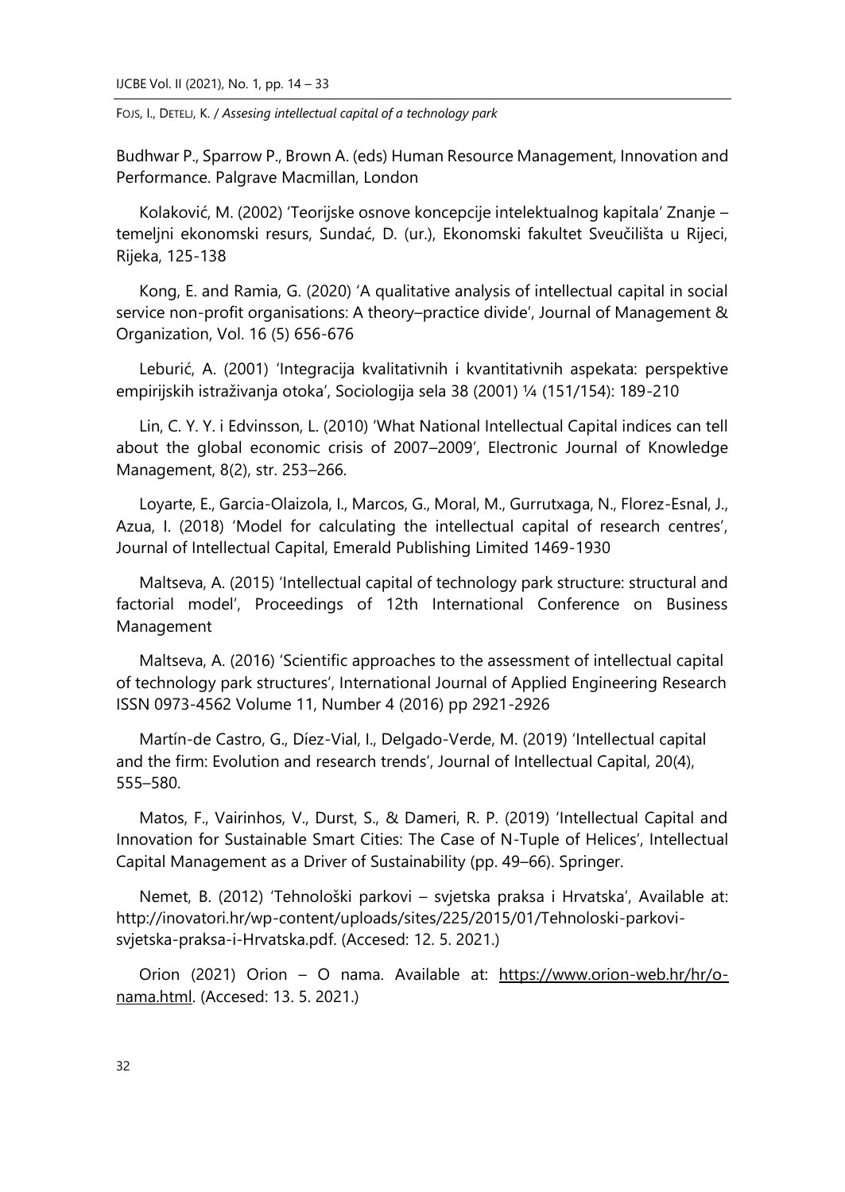Budhwar P., Sparrow P., Brown A. (eds) Human Resource Management, Innovation and Performance. Palgrave Macmillan, London

Kolaković, M. (2002) 'Teorijske osnove koncepcije intelektualnog kapitala' Znanje – temeljni ekonomski resurs, Sundać, D. (ur.), Ekonomski fakultet Sveučilišta u Rijeci, Rijeka, 125-138

Kong, E. and Ramia, G. (2020) 'A qualitative analysis of intellectual capital in social service non-profit organisations: A theory–practice divide', Journal of Management & Organization, Vol. 16 (5) 656-676

Leburić, A. (2001) 'Integracija kvalitativnih i kvantitativnih aspekata: perspektive empirijskih istraživanja otoka', Sociologija sela 38 (2001) ¼ (151/154): 189-210

Lin, C. Y. Y. i Edvinsson, L. (2010) 'What National Intellectual Capital indices can tell about the global economic crisis of 2007–2009', Electronic Journal of Knowledge Management, 8(2), str. 253–266.

Loyarte, E., Garcia-Olaizola, I., Marcos, G., Moral, M., Gurrutxaga, N., Florez-Esnal, J., Azua, I. (2018) 'Model for calculating the intellectual capital of research centres', Journal of Intellectual Capital, Emerald Publishing Limited 1469-1930

Maltseva, A. (2015) 'Intellectual capital of technology park structure: structural and factorial model', Proceedings of 12th International Conference on Business Management

Maltseva, A. (2016) 'Scientific approaches to the assessment of intellectual capital of technology park structures', International Journal of Applied Engineering Research ISSN 0973-4562 Volume 11, Number 4 (2016) pp 2921-2926

Martín-de Castro, G., Díez-Vial, I., Delgado-Verde, M. (2019) 'Intellectual capital and the firm: Evolution and research trends', Journal of Intellectual Capital, 20(4), 555–580.

Matos, F., Vairinhos, V., Durst, S., & Dameri, R. P. (2019) 'Intellectual Capital and Innovation for Sustainable Smart Cities: The Case of N-Tuple of Helices', Intellectual Capital Management as a Driver of Sustainability (pp. 49–66). Springer.

Nemet, B. (2012) 'Tehnološki parkovi – svjetska praksa i Hrvatska', Available at: http://inovatori.hr/wp-content/uploads/sites/225/2015/01/Tehnoloski-parkovi-svjetska-praksa-i-Hrvatska.pdf. (Accesed: 12. 5. 2021.)

Orion (2021) Orion – O nama. Available at: https://www.orion-web.hr/hr/o-nama.html. (Accesed: 13. 5. 2021.)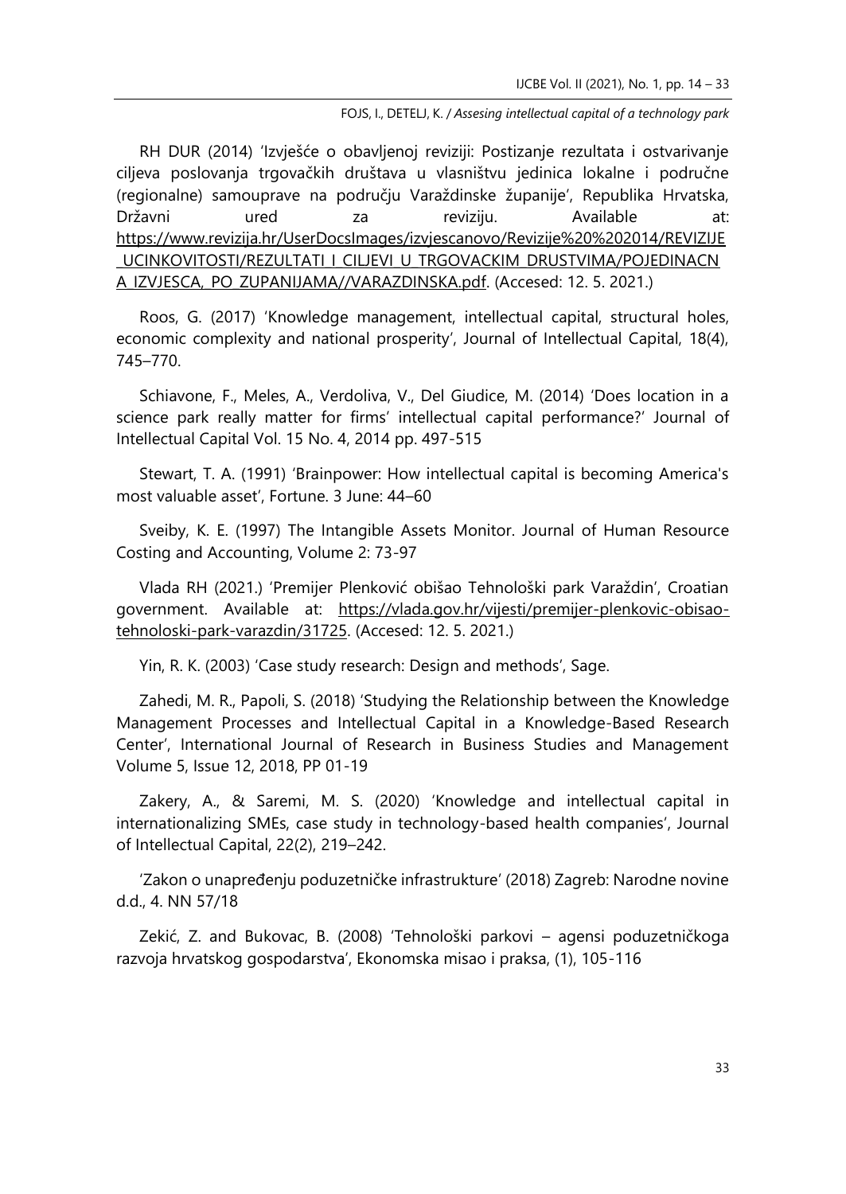RH DUR (2014) 'Izvješće o obavljenoj reviziji: Postizanje rezultata i ostvarivanje ciljeva poslovanja trgovačkih društava u vlasništvu jedinica lokalne i područne (regionalne) samouprave na području Varaždinske županije', Republika Hrvatska, Državni ured za reviziju. Available at: https://www.revizija.hr/UserDocsImages/izvjescanovo/Revizije%20%202014/REVIZIJE_UCINKOVITOSTI/REZULTATI_I_CILJEVI_U_TRGOVACKIM_DRUSTVIMA/POJEDINACNA_IZVJESCA_PO_ZUPANIJAMA//VARAZDINSKA.pdf. (Accesed: 12. 5. 2021.)

Roos, G. (2017) 'Knowledge management, intellectual capital, structural holes, economic complexity and national prosperity', Journal of Intellectual Capital, 18(4), 745–770.

Schiavone, F., Meles, A., Verdoliva, V., Del Giudice, M. (2014) 'Does location in a science park really matter for firms' intellectual capital performance?' Journal of Intellectual Capital Vol. 15 No. 4, 2014 pp. 497-515

Stewart, T. A. (1991) 'Brainpower: How intellectual capital is becoming America's most valuable asset', Fortune. 3 June: 44–60

Sveiby, K. E. (1997) The Intangible Assets Monitor. Journal of Human Resource Costing and Accounting, Volume 2: 73-97

Vlada RH (2021.) 'Premijer Plenković obišao Tehnološki park Varaždin', Croatian government. Available at: https://vlada.gov.hr/vijesti/premijer-plenkovic-obisao-tehnoloski-park-varazdin/31725. (Accesed: 12. 5. 2021.)

Yin, R. K. (2003) 'Case study research: Design and methods', Sage.

Zahedi, M. R., Papoli, S. (2018) 'Studying the Relationship between the Knowledge Management Processes and Intellectual Capital in a Knowledge-Based Research Center', International Journal of Research in Business Studies and Management Volume 5, Issue 12, 2018, PP 01-19

Zakery, A., & Saremi, M. S. (2020) 'Knowledge and intellectual capital in internationalizing SMEs, case study in technology-based health companies', Journal of Intellectual Capital, 22(2), 219–242.

'Zakon o unapređenju poduzetničke infrastrukture' (2018) Zagreb: Narodne novine d.d., 4. NN 57/18

Zekić, Z. and Bukovac, B. (2008) 'Tehnološki parkovi – agensi poduzetničkoga razvoja hrvatskog gospodarstva', Ekonomska misao i praksa, (1), 105-116